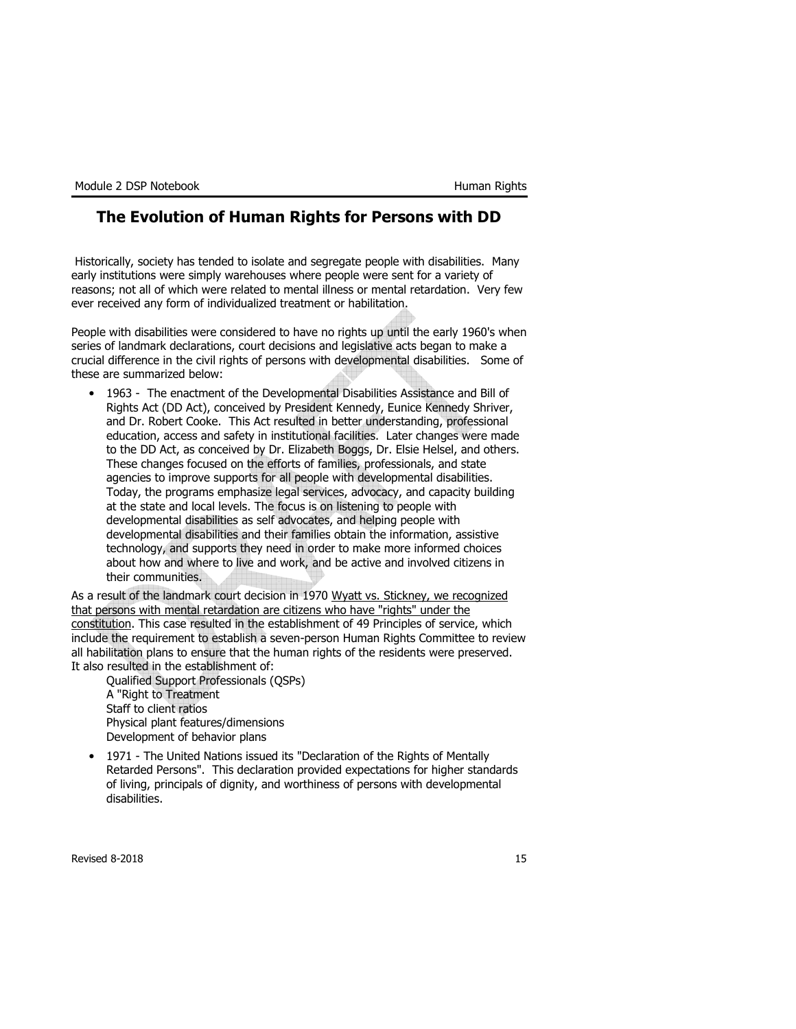## The Evolution of Human Rights for Persons with DD

Historically, society has tended to isolate and segregate people with disabilities. Many early institutions were simply warehouses where people were sent for a variety of reasons; not all of which were related to mental illness or mental retardation. Very few ever received any form of individualized treatment or habilitation.

People with disabilities were considered to have no rights up until the early 1960's when series of landmark declarations, court decisions and legislative acts began to make a crucial difference in the civil rights of persons with developmental disabilities. Some of these are summarized below:

- 1963 - The enactment of the Developmental Disabilities Assistance and Bill of Rights Act (DD Act), conceived by President Kennedy, Eunice Kennedy Shriver, and Dr. Robert Cooke. This Act resulted in better understanding, professional education, access and safety in institutional facilities. Later changes were made to the DD Act, as conceived by Dr. Elizabeth Boggs, Dr. Elsie Helsel, and others. These changes focused on the efforts of families, professionals, and state agencies to improve supports for all people with developmental disabilities. Today, the programs emphasize legal services, advocacy, and capacity building at the state and local levels. The focus is on listening to people with developmental disabilities as self advocates, and helping people with developmental disabilities and their families obtain the information, assistive technology, and supports they need in order to make more informed choices about how and where to live and work, and be active and involved citizens in their communities.

As a result of the landmark court decision in 1970 <u>Wyatt vs. Stickney, we recognized that persons with mental retardation are citizens who have "rights" under the constitution</u>. This case resulted in the establishment of 49 Principles of service, which include the requirement to establish a seven-person Human Rights Committee to review all habilitation plans to ensure that the human rights of the residents were preserved. It also resulted in the establishment of:

Qualified Support Professionals (QSPs)  
A "Right to Treatment  
Staff to client ratios  
Physical plant features/dimensions  
Development of behavior plans

- 1971 - The United Nations issued its "Declaration of the Rights of Mentally Retarded Persons". This declaration provided expectations for higher standards of living, principals of dignity, and worthiness of persons with developmental disabilities.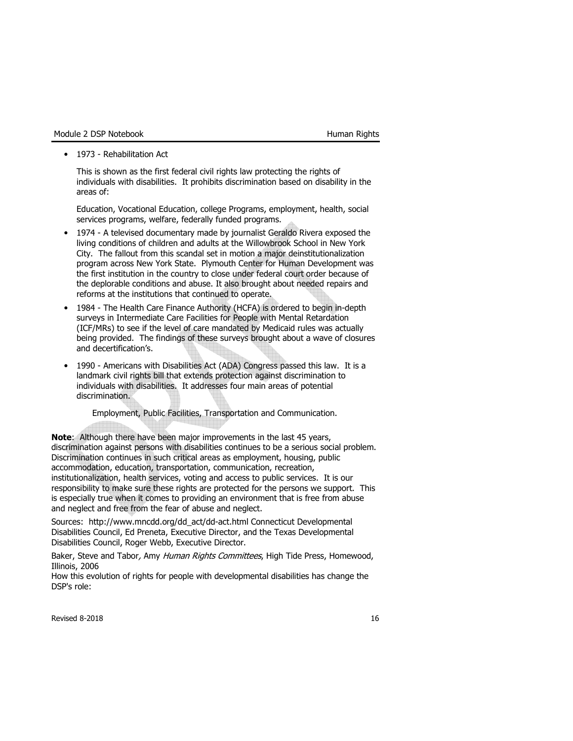- 1973 - Rehabilitation Act

  This is shown as the first federal civil rights law protecting the rights of individuals with disabilities. It prohibits discrimination based on disability in the areas of:

  Education, Vocational Education, college Programs, employment, health, social services programs, welfare, federally funded programs.

- 1974 - A televised documentary made by journalist Geraldo Rivera exposed the living conditions of children and adults at the Willowbrook School in New York City. The fallout from this scandal set in motion a major deinstitutionalization program across New York State. Plymouth Center for Human Development was the first institution in the country to close under federal court order because of the deplorable conditions and abuse. It also brought about needed repairs and reforms at the institutions that continued to operate.

- 1984 - The Health Care Finance Authority (HCFA) is ordered to begin in-depth surveys in Intermediate Care Facilities for People with Mental Retardation (ICF/MRs) to see if the level of care mandated by Medicaid rules was actually being provided. The findings of these surveys brought about a wave of closures and decertification's.

- 1990 - Americans with Disabilities Act (ADA) Congress passed this law. It is a landmark civil rights bill that extends protection against discrimination to individuals with disabilities. It addresses four main areas of potential discrimination.

  Employment, Public Facilities, Transportation and Communication.

**Note**: Although there have been major improvements in the last 45 years, discrimination against persons with disabilities continues to be a serious social problem. Discrimination continues in such critical areas as employment, housing, public accommodation, education, transportation, communication, recreation, institutionalization, health services, voting and access to public services. It is our responsibility to make sure these rights are protected for the persons we support. This is especially true when it comes to providing an environment that is free from abuse and neglect and free from the fear of abuse and neglect.

Sources: http://www.mncdd.org/dd_act/dd-act.html Connecticut Developmental Disabilities Council, Ed Preneta, Executive Director, and the Texas Developmental Disabilities Council, Roger Webb, Executive Director.

Baker, Steve and Tabor, Amy *Human Rights Committees*, High Tide Press, Homewood, Illinois, 2006

How this evolution of rights for people with developmental disabilities has change the DSP's role: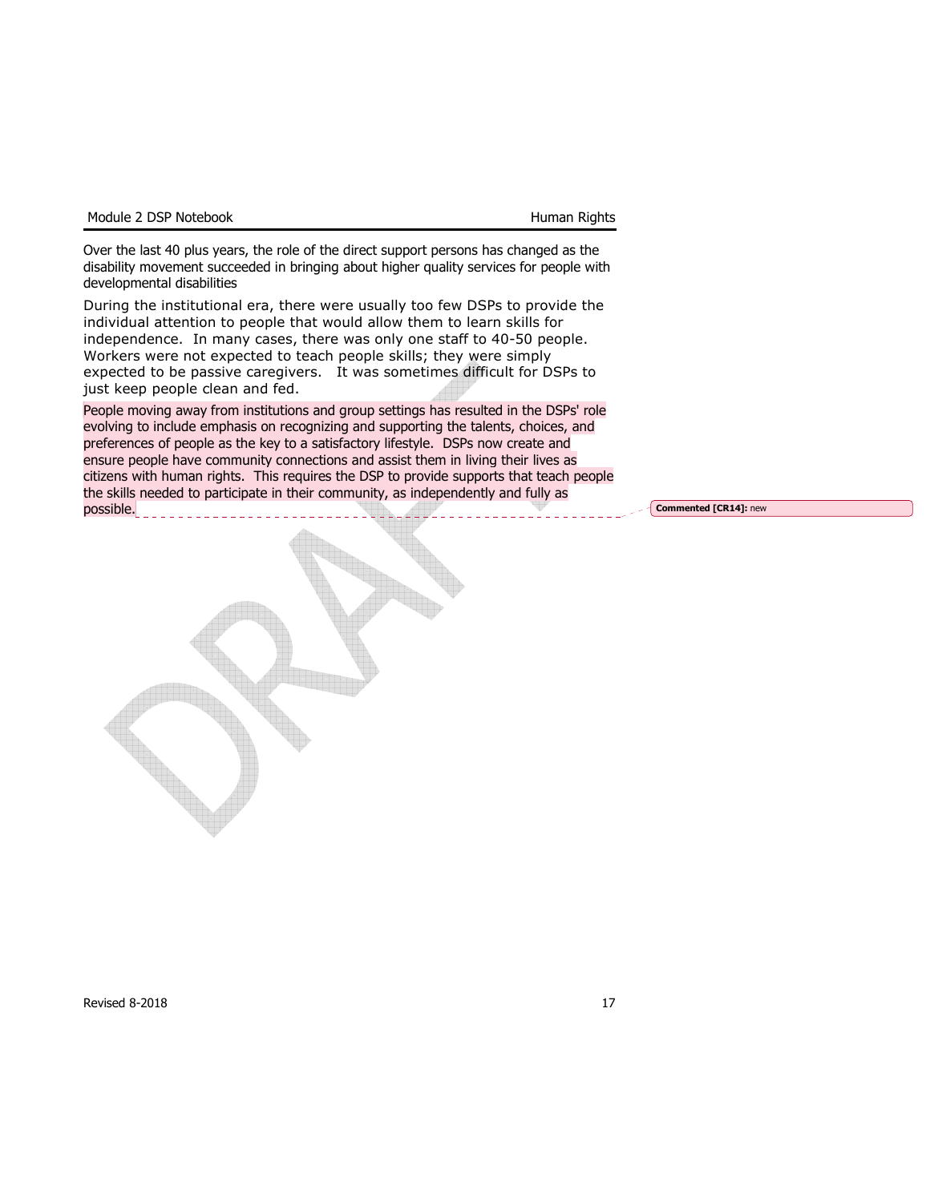Over the last 40 plus years, the role of the direct support persons has changed as the disability movement succeeded in bringing about higher quality services for people with developmental disabilities

During the institutional era, there were usually too few DSPs to provide the individual attention to people that would allow them to learn skills for independence. In many cases, there was only one staff to 40-50 people. Workers were not expected to teach people skills; they were simply expected to be passive caregivers. It was sometimes difficult for DSPs to just keep people clean and fed.

People moving away from institutions and group settings has resulted in the DSPs' role evolving to include emphasis on recognizing and supporting the talents, choices, and preferences of people as the key to a satisfactory lifestyle. DSPs now create and ensure people have community connections and assist them in living their lives as citizens with human rights. This requires the DSP to provide supports that teach people the skills needed to participate in their community, as independently and fully as possible.

**Commented [CR14]:** new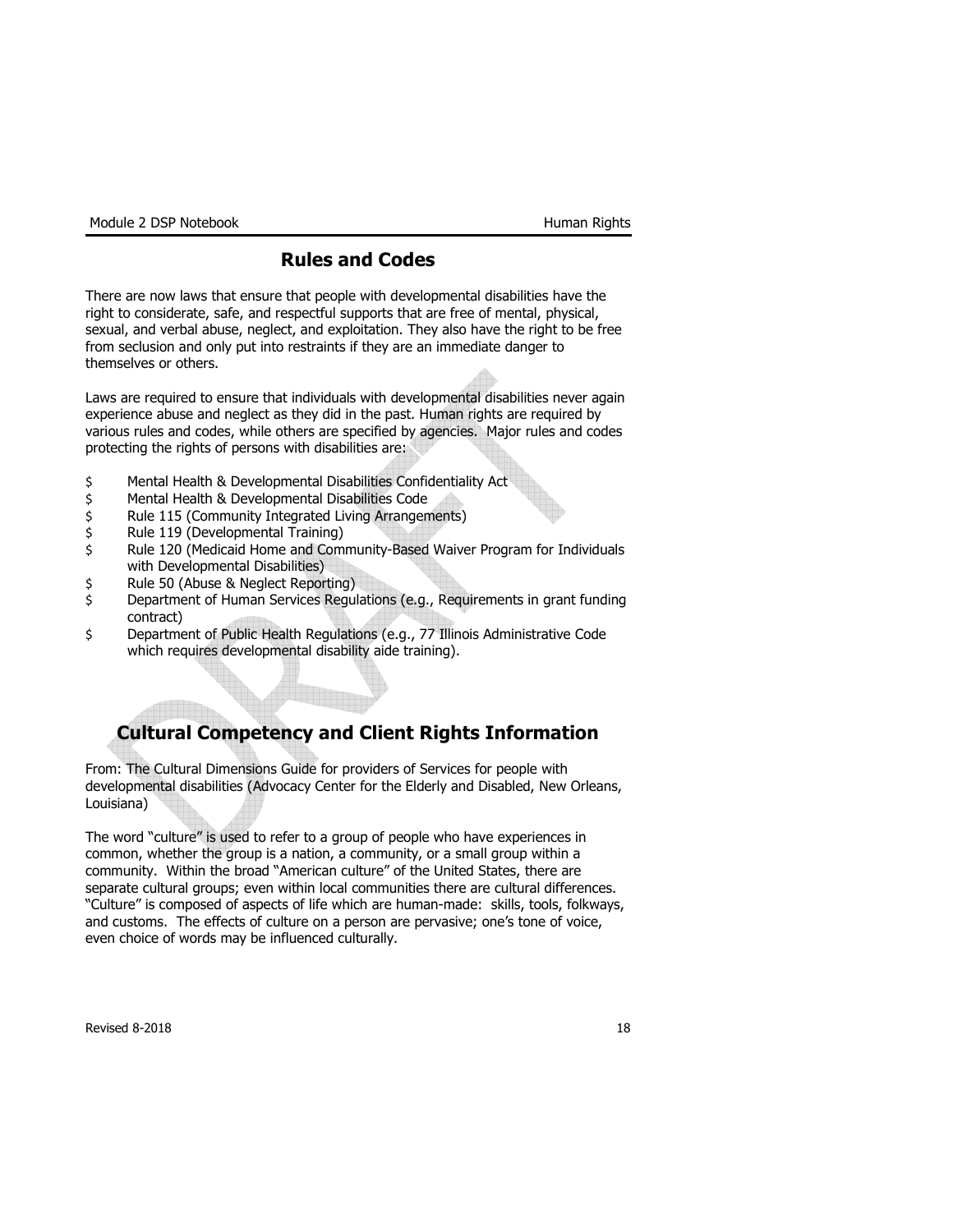## Rules and Codes

There are now laws that ensure that people with developmental disabilities have the right to considerate, safe, and respectful supports that are free of mental, physical, sexual, and verbal abuse, neglect, and exploitation. They also have the right to be free from seclusion and only put into restraints if they are an immediate danger to themselves or others.

Laws are required to ensure that individuals with developmental disabilities never again experience abuse and neglect as they did in the past. Human rights are required by various rules and codes, while others are specified by agencies. Major rules and codes protecting the rights of persons with disabilities are:

- Mental Health & Developmental Disabilities Confidentiality Act
- Mental Health & Developmental Disabilities Code
- Rule 115 (Community Integrated Living Arrangements)
- Rule 119 (Developmental Training)
- Rule 120 (Medicaid Home and Community-Based Waiver Program for Individuals with Developmental Disabilities)
- Rule 50 (Abuse & Neglect Reporting)
- Department of Human Services Regulations (e.g., Requirements in grant funding contract)
- Department of Public Health Regulations (e.g., 77 Illinois Administrative Code which requires developmental disability aide training).

## Cultural Competency and Client Rights Information

From: The Cultural Dimensions Guide for providers of Services for people with developmental disabilities (Advocacy Center for the Elderly and Disabled, New Orleans, Louisiana)

The word "culture" is used to refer to a group of people who have experiences in common, whether the group is a nation, a community, or a small group within a community. Within the broad "American culture" of the United States, there are separate cultural groups; even within local communities there are cultural differences. "Culture" is composed of aspects of life which are human-made: skills, tools, folkways, and customs. The effects of culture on a person are pervasive; one's tone of voice, even choice of words may be influenced culturally.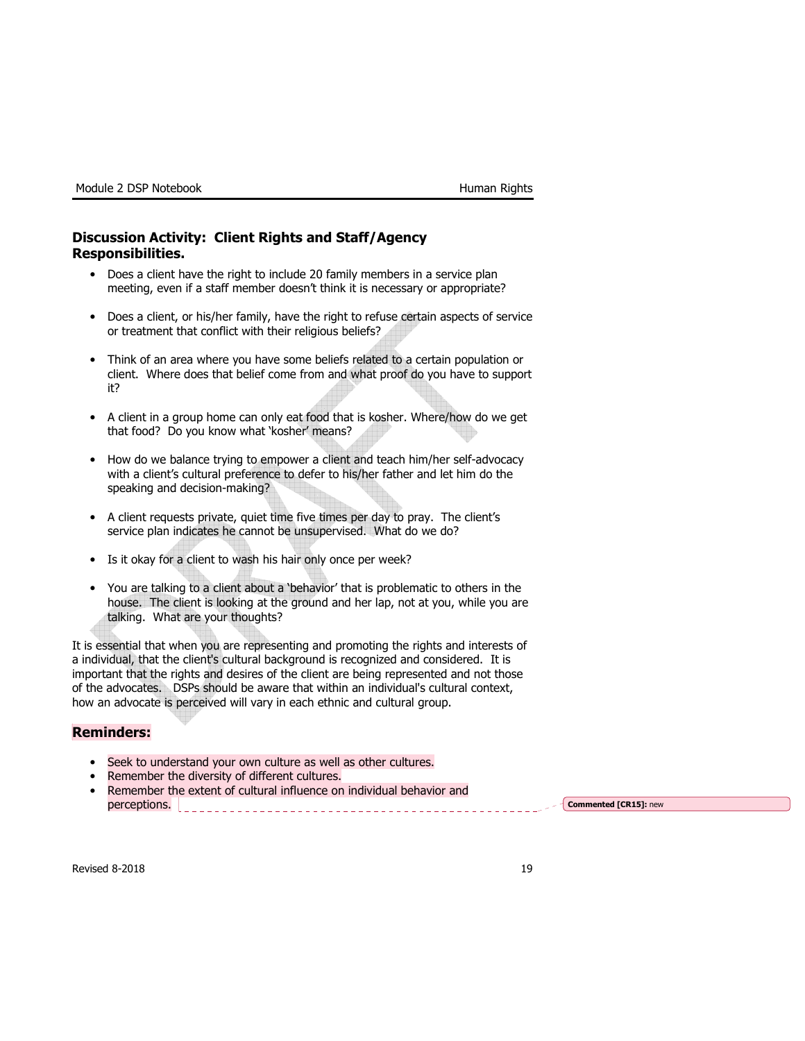## Discussion Activity: Client Rights and Staff/Agency Responsibilities.

- Does a client have the right to include 20 family members in a service plan meeting, even if a staff member doesn't think it is necessary or appropriate?
- Does a client, or his/her family, have the right to refuse certain aspects of service or treatment that conflict with their religious beliefs?
- Think of an area where you have some beliefs related to a certain population or client. Where does that belief come from and what proof do you have to support it?
- A client in a group home can only eat food that is kosher. Where/how do we get that food? Do you know what 'kosher' means?
- How do we balance trying to empower a client and teach him/her self-advocacy with a client's cultural preference to defer to his/her father and let him do the speaking and decision-making?
- A client requests private, quiet time five times per day to pray. The client's service plan indicates he cannot be unsupervised. What do we do?
- Is it okay for a client to wash his hair only once per week?
- You are talking to a client about a 'behavior' that is problematic to others in the house. The client is looking at the ground and her lap, not at you, while you are talking. What are your thoughts?

It is essential that when you are representing and promoting the rights and interests of a individual, that the client's cultural background is recognized and considered. It is important that the rights and desires of the client are being represented and not those of the advocates. DSPs should be aware that within an individual's cultural context, how an advocate is perceived will vary in each ethnic and cultural group.

## Reminders:

- Seek to understand your own culture as well as other cultures.
- Remember the diversity of different cultures.
- Remember the extent of cultural influence on individual behavior and perceptions.

Commented [CR15]: new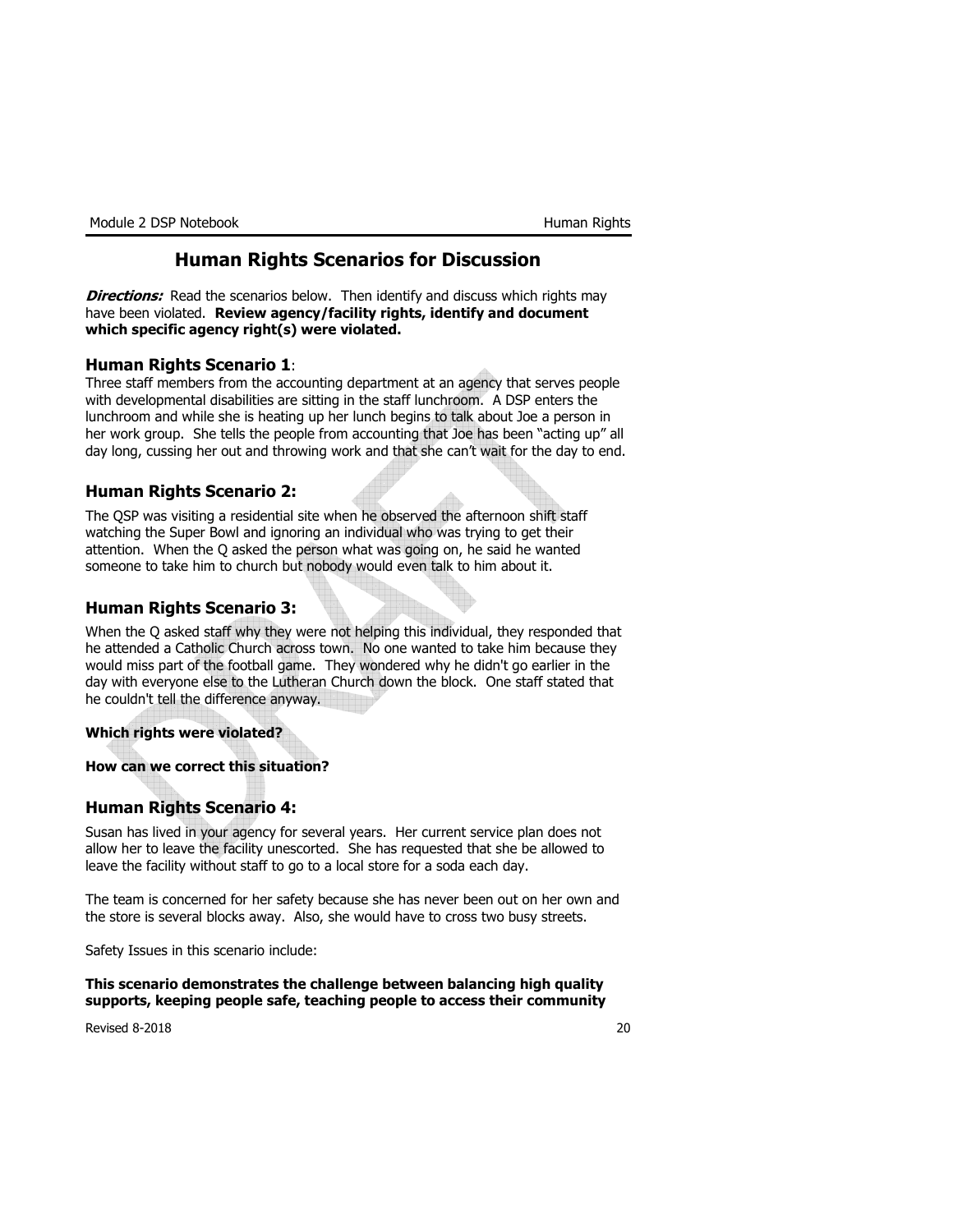# Human Rights Scenarios for Discussion

***Directions:*** Read the scenarios below. Then identify and discuss which rights may have been violated. **Review agency/facility rights, identify and document which specific agency right(s) were violated.**

## Human Rights Scenario 1:

Three staff members from the accounting department at an agency that serves people with developmental disabilities are sitting in the staff lunchroom. A DSP enters the lunchroom and while she is heating up her lunch begins to talk about Joe a person in her work group. She tells the people from accounting that Joe has been "acting up" all day long, cussing her out and throwing work and that she can't wait for the day to end.

## Human Rights Scenario 2:

The QSP was visiting a residential site when he observed the afternoon shift staff watching the Super Bowl and ignoring an individual who was trying to get their attention. When the Q asked the person what was going on, he said he wanted someone to take him to church but nobody would even talk to him about it.

## Human Rights Scenario 3:

When the Q asked staff why they were not helping this individual, they responded that he attended a Catholic Church across town. No one wanted to take him because they would miss part of the football game. They wondered why he didn't go earlier in the day with everyone else to the Lutheran Church down the block. One staff stated that he couldn't tell the difference anyway.

**Which rights were violated?**

**How can we correct this situation?**

## Human Rights Scenario 4:

Susan has lived in your agency for several years. Her current service plan does not allow her to leave the facility unescorted. She has requested that she be allowed to leave the facility without staff to go to a local store for a soda each day.

The team is concerned for her safety because she has never been out on her own and the store is several blocks away. Also, she would have to cross two busy streets.

Safety Issues in this scenario include:

**This scenario demonstrates the challenge between balancing high quality supports, keeping people safe, teaching people to access their community**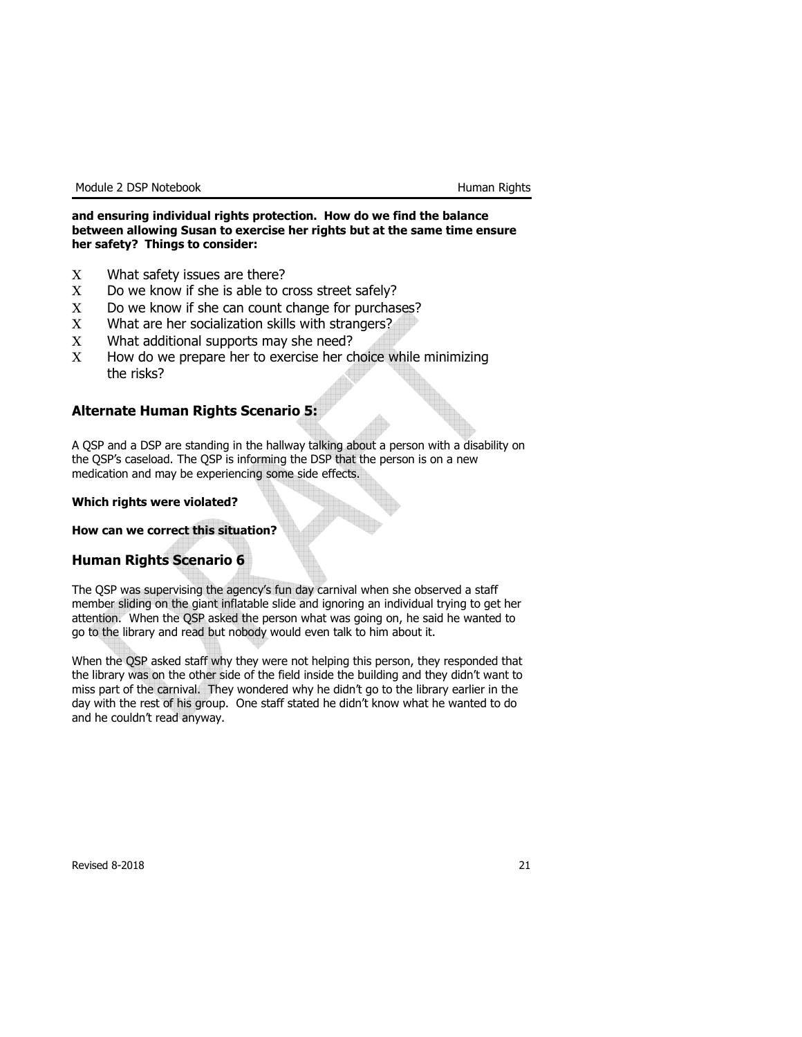**and ensuring individual rights protection. How do we find the balance between allowing Susan to exercise her rights but at the same time ensure her safety? Things to consider:**

- What safety issues are there?
- Do we know if she is able to cross street safely?
- Do we know if she can count change for purchases?
- What are her socialization skills with strangers?
- What additional supports may she need?
- How do we prepare her to exercise her choice while minimizing the risks?

## Alternate Human Rights Scenario 5:

A QSP and a DSP are standing in the hallway talking about a person with a disability on the QSP's caseload. The QSP is informing the DSP that the person is on a new medication and may be experiencing some side effects.

**Which rights were violated?**

**How can we correct this situation?**

## Human Rights Scenario 6

The QSP was supervising the agency's fun day carnival when she observed a staff member sliding on the giant inflatable slide and ignoring an individual trying to get her attention. When the QSP asked the person what was going on, he said he wanted to go to the library and read but nobody would even talk to him about it.

When the QSP asked staff why they were not helping this person, they responded that the library was on the other side of the field inside the building and they didn't want to miss part of the carnival. They wondered why he didn't go to the library earlier in the day with the rest of his group. One staff stated he didn't know what he wanted to do and he couldn't read anyway.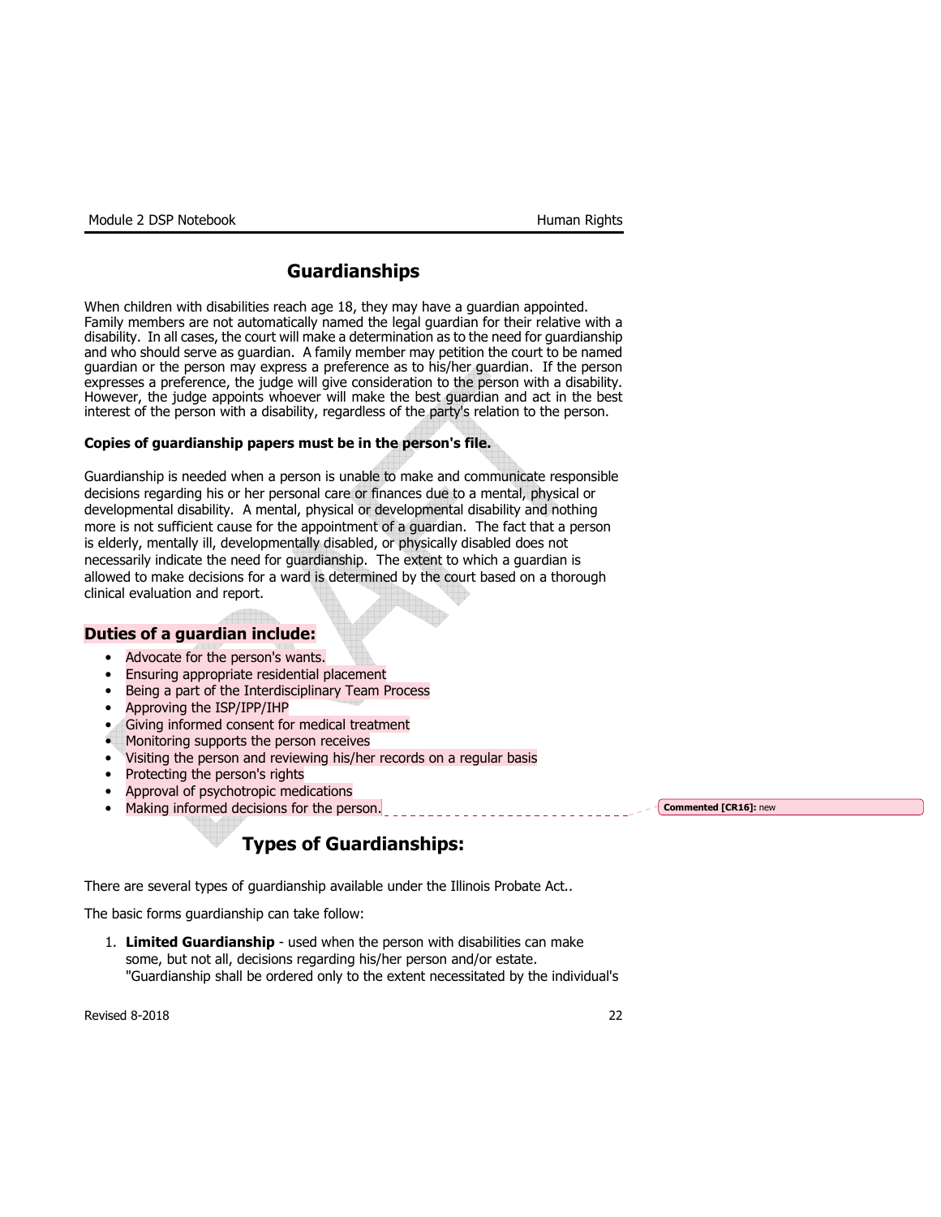## Guardianships

When children with disabilities reach age 18, they may have a guardian appointed. Family members are not automatically named the legal guardian for their relative with a disability. In all cases, the court will make a determination as to the need for guardianship and who should serve as guardian. A family member may petition the court to be named guardian or the person may express a preference as to his/her guardian. If the person expresses a preference, the judge will give consideration to the person with a disability. However, the judge appoints whoever will make the best guardian and act in the best interest of the person with a disability, regardless of the party's relation to the person.

**Copies of guardianship papers must be in the person's file.**

Guardianship is needed when a person is unable to make and communicate responsible decisions regarding his or her personal care or finances due to a mental, physical or developmental disability. A mental, physical or developmental disability and nothing more is not sufficient cause for the appointment of a guardian. The fact that a person is elderly, mentally ill, developmentally disabled, or physically disabled does not necessarily indicate the need for guardianship. The extent to which a guardian is allowed to make decisions for a ward is determined by the court based on a thorough clinical evaluation and report.

### Duties of a guardian include:

- Advocate for the person's wants.
- Ensuring appropriate residential placement
- Being a part of the Interdisciplinary Team Process
- Approving the ISP/IPP/IHP
- Giving informed consent for medical treatment
- Monitoring supports the person receives
- Visiting the person and reviewing his/her records on a regular basis
- Protecting the person's rights
- Approval of psychotropic medications
- Making informed decisions for the person.

## Types of Guardianships:

There are several types of guardianship available under the Illinois Probate Act..

The basic forms guardianship can take follow:

1. **Limited Guardianship** - used when the person with disabilities can make some, but not all, decisions regarding his/her person and/or estate. "Guardianship shall be ordered only to the extent necessitated by the individual's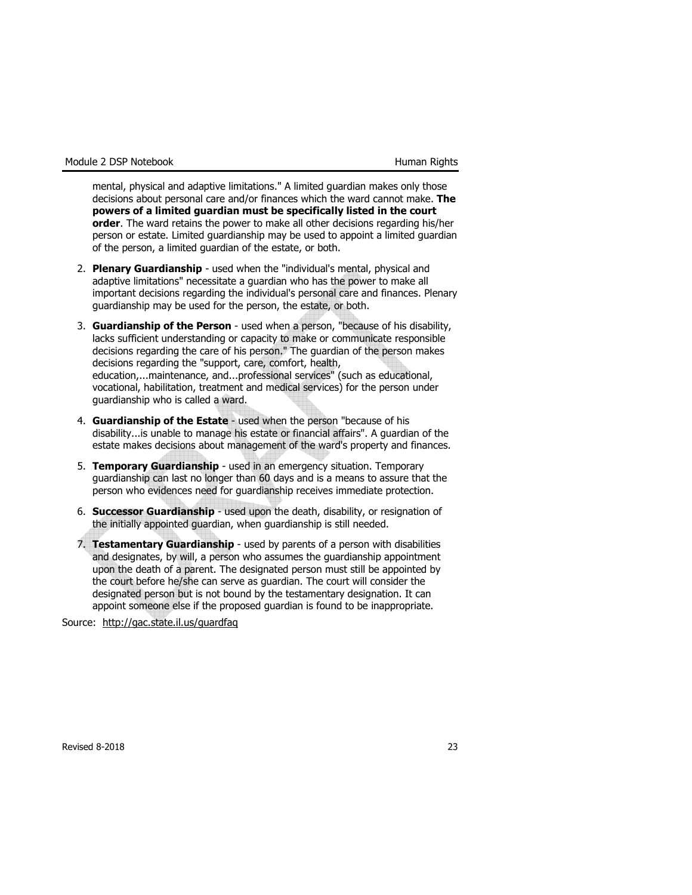mental, physical and adaptive limitations." A limited guardian makes only those decisions about personal care and/or finances which the ward cannot make. **The powers of a limited guardian must be specifically listed in the court order**. The ward retains the power to make all other decisions regarding his/her person or estate. Limited guardianship may be used to appoint a limited guardian of the person, a limited guardian of the estate, or both.

2. **Plenary Guardianship** - used when the "individual's mental, physical and adaptive limitations" necessitate a guardian who has the power to make all important decisions regarding the individual's personal care and finances. Plenary guardianship may be used for the person, the estate, or both.

3. **Guardianship of the Person** - used when a person, "because of his disability, lacks sufficient understanding or capacity to make or communicate responsible decisions regarding the care of his person." The guardian of the person makes decisions regarding the "support, care, comfort, health, education,...maintenance, and...professional services" (such as educational, vocational, habilitation, treatment and medical services) for the person under guardianship who is called a ward.

4. **Guardianship of the Estate** - used when the person "because of his disability...is unable to manage his estate or financial affairs". A guardian of the estate makes decisions about management of the ward's property and finances.

5. **Temporary Guardianship** - used in an emergency situation. Temporary guardianship can last no longer than 60 days and is a means to assure that the person who evidences need for guardianship receives immediate protection.

6. **Successor Guardianship** - used upon the death, disability, or resignation of the initially appointed guardian, when guardianship is still needed.

7. **Testamentary Guardianship** - used by parents of a person with disabilities and designates, by will, a person who assumes the guardianship appointment upon the death of a parent. The designated person must still be appointed by the court before he/she can serve as guardian. The court will consider the designated person but is not bound by the testamentary designation. It can appoint someone else if the proposed guardian is found to be inappropriate.

Source: http://gac.state.il.us/guardfaq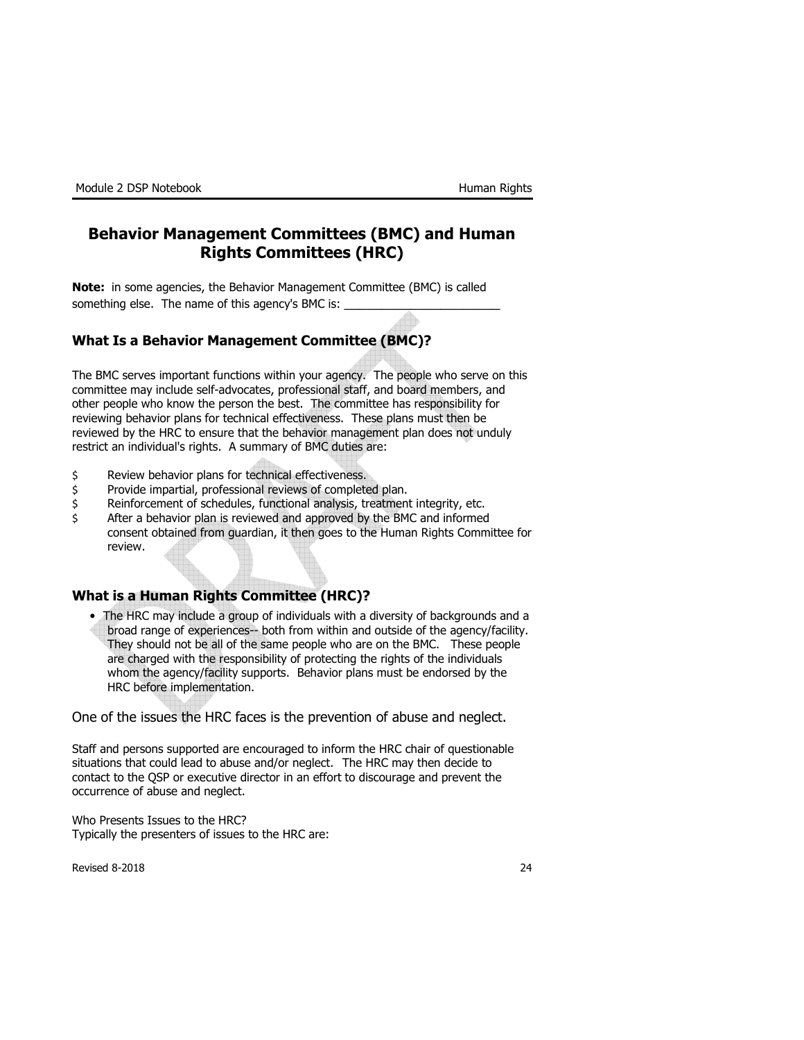## Behavior Management Committees (BMC) and Human Rights Committees (HRC)

**Note:** in some agencies, the Behavior Management Committee (BMC) is called something else. The name of this agency's BMC is: ________________________

### What Is a Behavior Management Committee (BMC)?

The BMC serves important functions within your agency. The people who serve on this committee may include self-advocates, professional staff, and board members, and other people who know the person the best. The committee has responsibility for reviewing behavior plans for technical effectiveness. These plans must then be reviewed by the HRC to ensure that the behavior management plan does not unduly restrict an individual's rights. A summary of BMC duties are:

- Review behavior plans for technical effectiveness.
- Provide impartial, professional reviews of completed plan.
- Reinforcement of schedules, functional analysis, treatment integrity, etc.
- After a behavior plan is reviewed and approved by the BMC and informed consent obtained from guardian, it then goes to the Human Rights Committee for review.

### What is a Human Rights Committee (HRC)?

- The HRC may include a group of individuals with a diversity of backgrounds and a broad range of experiences-- both from within and outside of the agency/facility. They should not be all of the same people who are on the BMC. These people are charged with the responsibility of protecting the rights of the individuals whom the agency/facility supports. Behavior plans must be endorsed by the HRC before implementation.

One of the issues the HRC faces is the prevention of abuse and neglect.

Staff and persons supported are encouraged to inform the HRC chair of questionable situations that could lead to abuse and/or neglect. The HRC may then decide to contact to the QSP or executive director in an effort to discourage and prevent the occurrence of abuse and neglect.

Who Presents Issues to the HRC?
Typically the presenters of issues to the HRC are: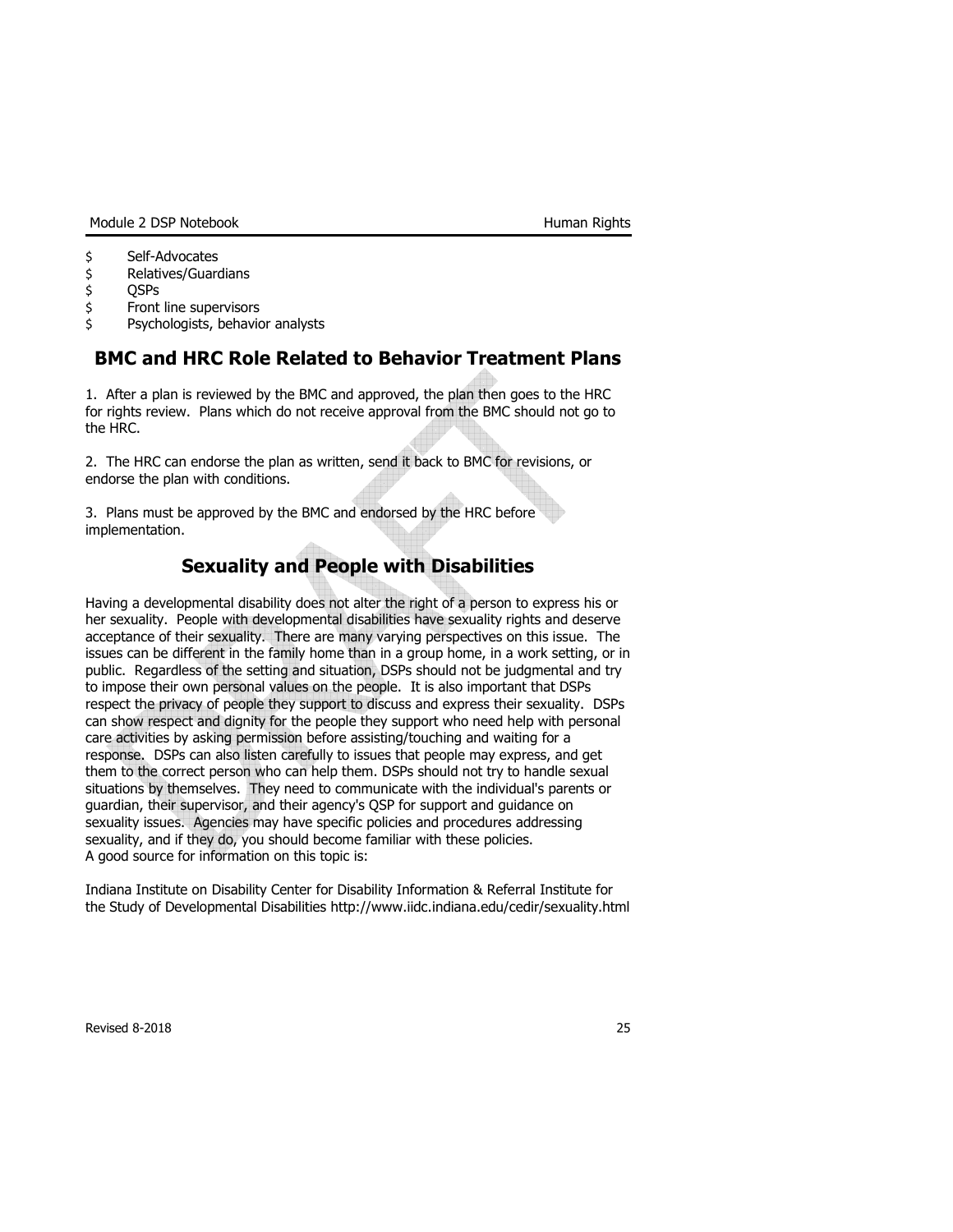- Self-Advocates
- Relatives/Guardians
- QSPs
- Front line supervisors
- Psychologists, behavior analysts

## BMC and HRC Role Related to Behavior Treatment Plans

1. After a plan is reviewed by the BMC and approved, the plan then goes to the HRC for rights review. Plans which do not receive approval from the BMC should not go to the HRC.

2. The HRC can endorse the plan as written, send it back to BMC for revisions, or endorse the plan with conditions.

3. Plans must be approved by the BMC and endorsed by the HRC before implementation.

## Sexuality and People with Disabilities

Having a developmental disability does not alter the right of a person to express his or her sexuality. People with developmental disabilities have sexuality rights and deserve acceptance of their sexuality. There are many varying perspectives on this issue. The issues can be different in the family home than in a group home, in a work setting, or in public. Regardless of the setting and situation, DSPs should not be judgmental and try to impose their own personal values on the people. It is also important that DSPs respect the privacy of people they support to discuss and express their sexuality. DSPs can show respect and dignity for the people they support who need help with personal care activities by asking permission before assisting/touching and waiting for a response. DSPs can also listen carefully to issues that people may express, and get them to the correct person who can help them. DSPs should not try to handle sexual situations by themselves. They need to communicate with the individual's parents or guardian, their supervisor, and their agency's QSP for support and guidance on sexuality issues. Agencies may have specific policies and procedures addressing sexuality, and if they do, you should become familiar with these policies.
A good source for information on this topic is:

Indiana Institute on Disability Center for Disability Information & Referral Institute for the Study of Developmental Disabilities http://www.iidc.indiana.edu/cedir/sexuality.html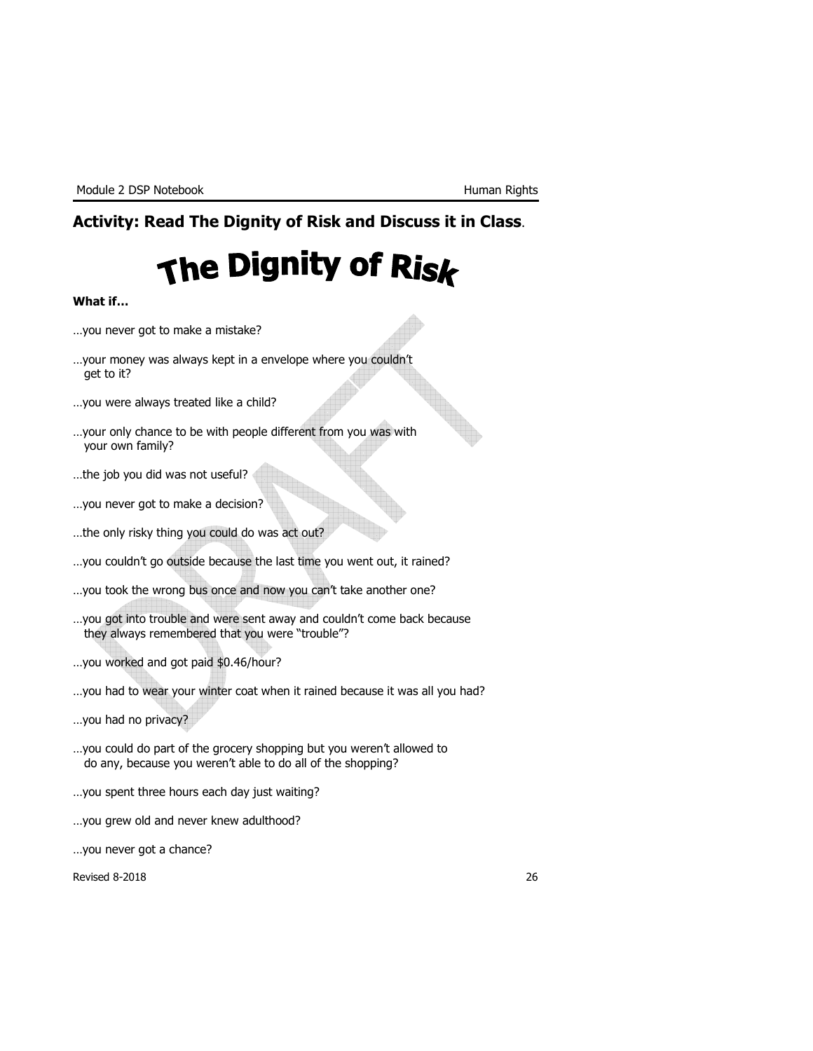## Activity: Read The Dignity of Risk and Discuss it in Class.

# The Dignity of Risk

**What if…**

…you never got to make a mistake?

…your money was always kept in a envelope where you couldn't get to it?

…you were always treated like a child?

…your only chance to be with people different from you was with your own family?

…the job you did was not useful?

…you never got to make a decision?

…the only risky thing you could do was act out?

…you couldn't go outside because the last time you went out, it rained?

…you took the wrong bus once and now you can't take another one?

…you got into trouble and were sent away and couldn't come back because they always remembered that you were "trouble"?

…you worked and got paid $0.46/hour?

…you had to wear your winter coat when it rained because it was all you had?

…you had no privacy?

…you could do part of the grocery shopping but you weren't allowed to do any, because you weren't able to do all of the shopping?

…you spent three hours each day just waiting?

…you grew old and never knew adulthood?

…you never got a chance?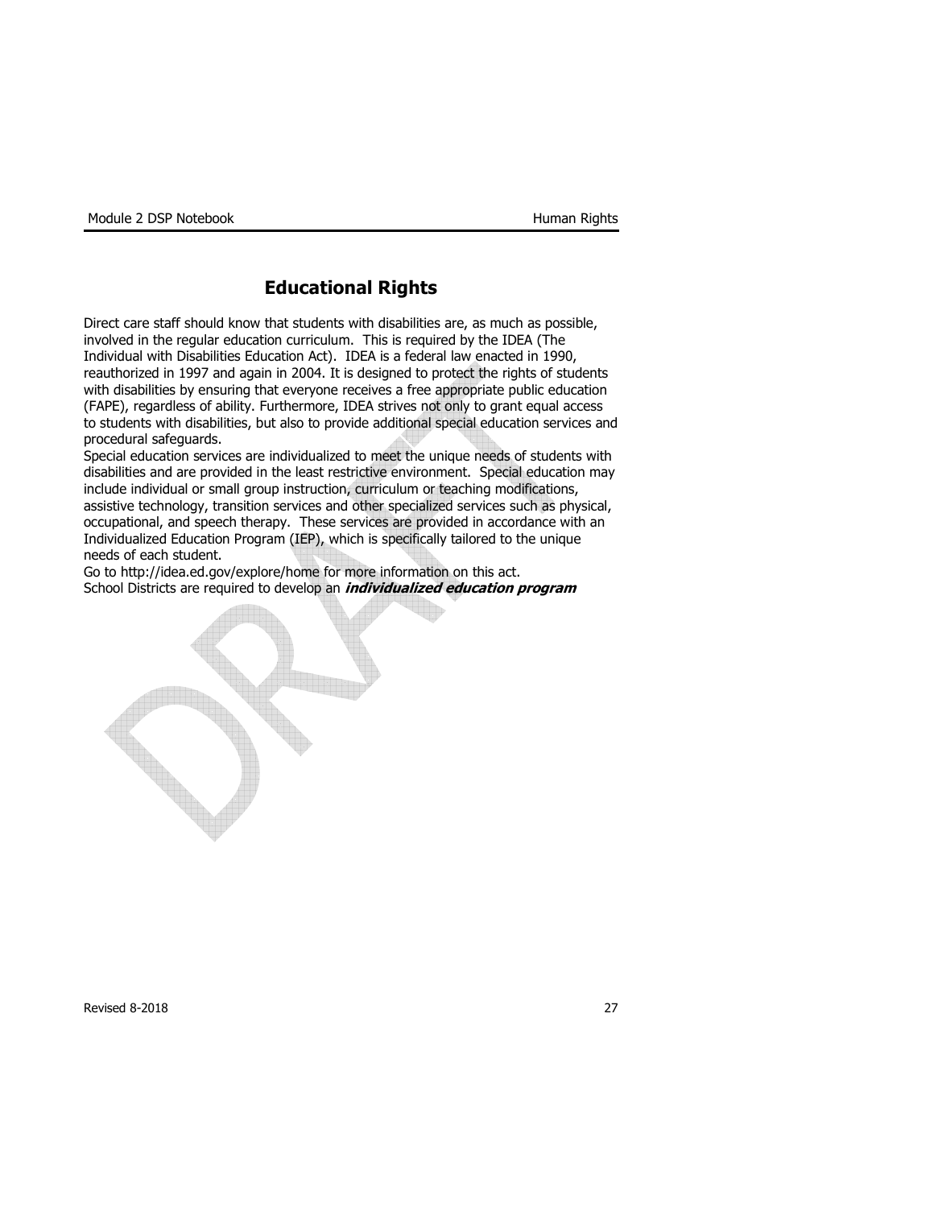## Educational Rights

Direct care staff should know that students with disabilities are, as much as possible, involved in the regular education curriculum. This is required by the IDEA (The Individual with Disabilities Education Act). IDEA is a federal law enacted in 1990, reauthorized in 1997 and again in 2004. It is designed to protect the rights of students with disabilities by ensuring that everyone receives a free appropriate public education (FAPE), regardless of ability. Furthermore, IDEA strives not only to grant equal access to students with disabilities, but also to provide additional special education services and procedural safeguards.

Special education services are individualized to meet the unique needs of students with disabilities and are provided in the least restrictive environment. Special education may include individual or small group instruction, curriculum or teaching modifications, assistive technology, transition services and other specialized services such as physical, occupational, and speech therapy. These services are provided in accordance with an Individualized Education Program (IEP), which is specifically tailored to the unique needs of each student.

Go to http://idea.ed.gov/explore/home for more information on this act.

School Districts are required to develop an ***individualized education program***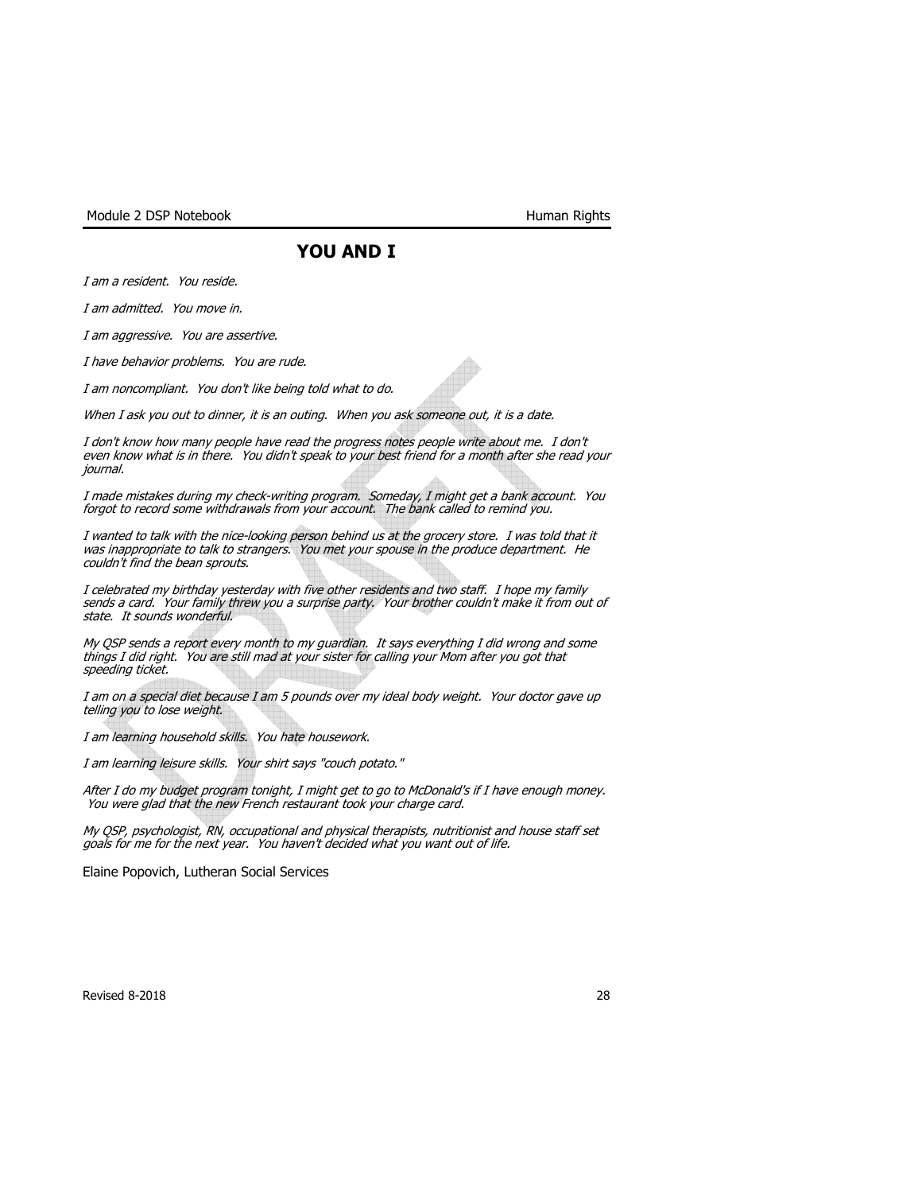# YOU AND I

*I am a resident. You reside.*

*I am admitted. You move in.*

*I am aggressive. You are assertive.*

*I have behavior problems. You are rude.*

*I am noncompliant. You don't like being told what to do.*

*When I ask you out to dinner, it is an outing. When you ask someone out, it is a date.*

*I don't know how many people have read the progress notes people write about me. I don't even know what is in there. You didn't speak to your best friend for a month after she read your journal.*

*I made mistakes during my check-writing program. Someday, I might get a bank account. You forgot to record some withdrawals from your account. The bank called to remind you.*

*I wanted to talk with the nice-looking person behind us at the grocery store. I was told that it was inappropriate to talk to strangers. You met your spouse in the produce department. He couldn't find the bean sprouts.*

*I celebrated my birthday yesterday with five other residents and two staff. I hope my family sends a card. Your family threw you a surprise party. Your brother couldn't make it from out of state. It sounds wonderful.*

*My QSP sends a report every month to my guardian. It says everything I did wrong and some things I did right. You are still mad at your sister for calling your Mom after you got that speeding ticket.*

*I am on a special diet because I am 5 pounds over my ideal body weight. Your doctor gave up telling you to lose weight.*

*I am learning household skills. You hate housework.*

*I am learning leisure skills. Your shirt says "couch potato."*

*After I do my budget program tonight, I might get to go to McDonald's if I have enough money. You were glad that the new French restaurant took your charge card.*

*My QSP, psychologist, RN, occupational and physical therapists, nutritionist and house staff set goals for me for the next year. You haven't decided what you want out of life.*

Elaine Popovich, Lutheran Social Services